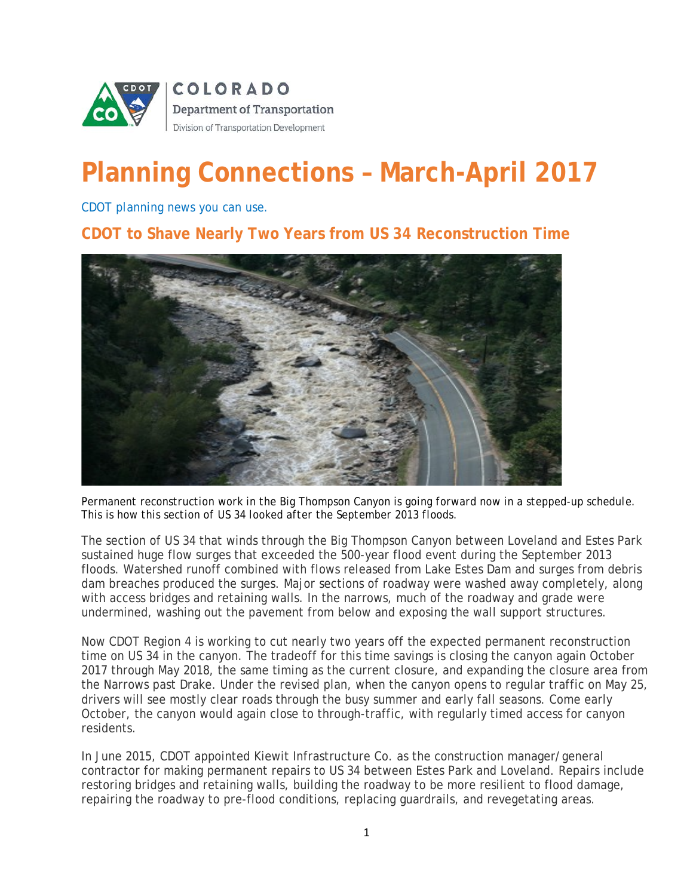# Planning Connections – March-April 2017

CDOT planning news you can use.

## CDOT to Shave Nearly Two Years from US 34 Reconstruction Time

Permanent reconstruction work in the Big Thompson Canyon is going forward now in a stepped-up schedule. This is how this section of US 34 looked after the September 2013 floods.

The section of US 34 that winds through the Big Thompson Canyon between Loveland and Estes Park sustained huge flow surges that exceeded the 500-year flood event during the September 2013 floods. Watershed runoff combined with flows released from Lake Estes Dam and surges from debris dam breaches produced the surges. Major sections of roadway were washed away completely, along with access bridges and retaining walls. In the narrows, much of the roadway and grade were undermined, washing out the pavement from below and exposing the wall support structures.

Now CDOT Region 4 is working to cut nearly two years off the expected permanent reconstruction time on US 34 in the canyon. The tradeoff for this time savings is closing the canyon again October 2017 through May 2018, the same timing as the current closure, and expanding the closure area from the Narrows past Drake. Under the revised plan, when the canyon opens to regular traffic on May 25, drivers will see mostly clear roads through the busy summer and early fall seasons. Come early October, the canyon would again close to through-traffic, with regularly timed access for canyon residents.

In June 2015, CDOT appointed Kiewit Infrastructure Co. as the construction manager/general contractor for making permanent repairs to US 34 between Estes Park and Loveland. Repairs include restoring bridges and retaining walls, building the roadway to be more resilient to flood damage, repairing the roadway to pre-flood conditions, replacing guardrails, and revegetating areas.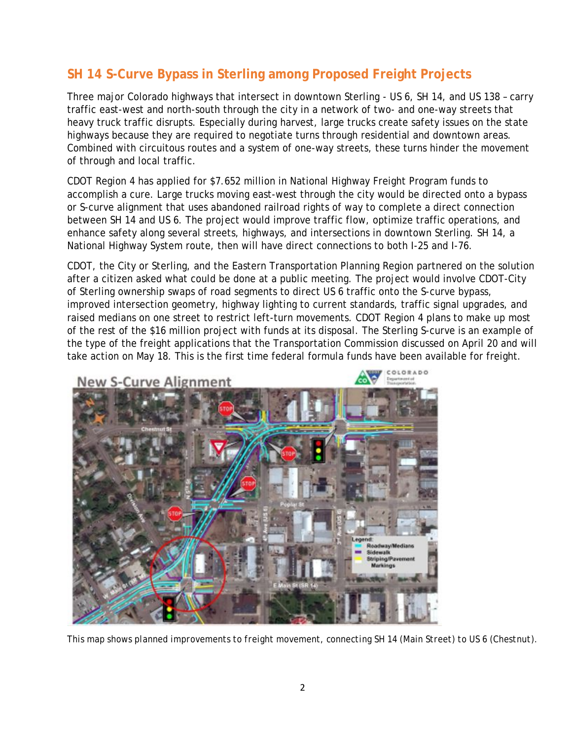## SH 14 S-Curve Bypass in Sterling among Proposed Freight Projects

Three major Colorado highways that intersect in downtown Sterling - US 6, SH 14, and US 138 – carry traffic east-west and north-south through the city in a network of two- and one-way streets that heavy truck traffic disrupts. Especially during harvest, large trucks create safety issues on the state highways because they are required to negotiate turns through residential and downtown areas. Combined with circuitous routes and a system of one-way streets, these turns hinder the movement of through and local traffic.

CDOT Region 4 has applied for $7.652 million in National Highway Freight Program funds to accomplish a cure. Large trucks moving east-west through the city would be directed onto a bypass or S-curve alignment that uses abandoned railroad rights of way to complete a direct connection between SH 14 and US 6. The project would improve traffic flow, optimize traffic operations, and enhance safety along several streets, highways, and intersections in downtown Sterling. SH 14, a National Highway System route, then will have direct connections to both I-25 and I-76.

CDOT, the City or Sterling, and the Eastern Transportation Planning Region partnered on the solution after a citizen asked what could be done at a public meeting. The project would involve CDOT-City of Sterling ownership swaps of road segments to direct US 6 traffic onto the S-curve bypass, improved intersection geometry, highway lighting to current standards, traffic signal upgrades, and raised medians on one street to restrict left-turn movements. CDOT Region 4 plans to make up most of the rest of the $16 million project with funds at its disposal. The Sterling S-curve is an example of the type of the freight applications that the Transportation Commission discussed on April 20 and will take action on May 18. This is the first time federal formula funds have been available for freight.

*This map shows planned improvements to freight movement, connecting SH 14 (Main Street) to US 6 (Chestnut).*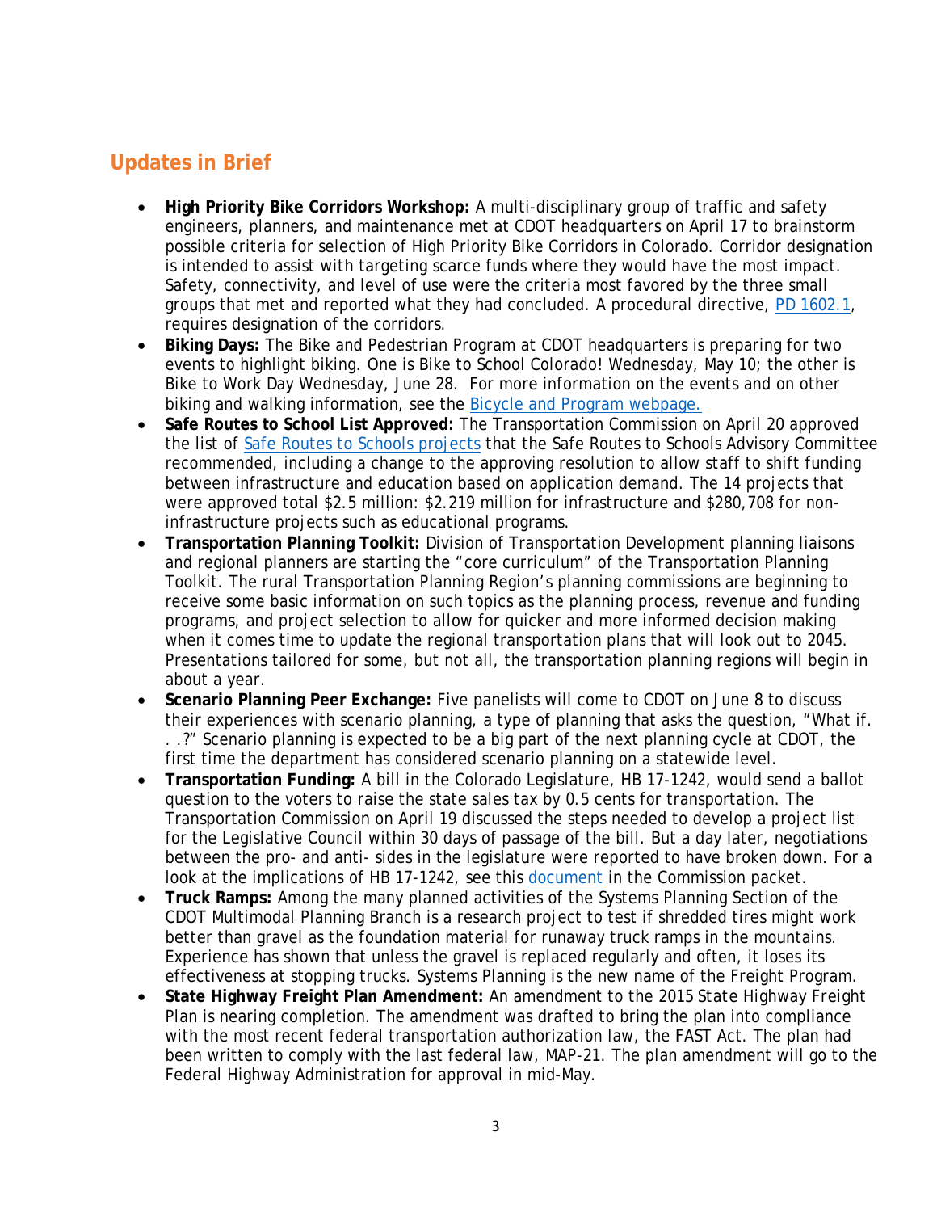## Updates in Brief

- **High Priority Bike Corridors Workshop:** A multi-disciplinary group of traffic and safety engineers, planners, and maintenance met at CDOT headquarters on April 17 to brainstorm possible criteria for selection of High Priority Bike Corridors in Colorado. Corridor designation is intended to assist with targeting scarce funds where they would have the most impact. Safety, connectivity, and level of use were the criteria most favored by the three small groups that met and reported what they had concluded. A procedural directive, [PD 1602.1](), requires designation of the corridors.
- **Biking Days:** The Bike and Pedestrian Program at CDOT headquarters is preparing for two events to highlight biking. One is Bike to School Colorado! Wednesday, May 10; the other is Bike to Work Day Wednesday, June 28. For more information on the events and on other biking and walking information, see the [Bicycle and Program webpage.]()
- **Safe Routes to School List Approved:** The Transportation Commission on April 20 approved the list of [Safe Routes to Schools projects]() that the Safe Routes to Schools Advisory Committee recommended, including a change to the approving resolution to allow staff to shift funding between infrastructure and education based on application demand. The 14 projects that were approved total $2.5 million: $2.219 million for infrastructure and $280,708 for non-infrastructure projects such as educational programs.
- **Transportation Planning Toolkit:** Division of Transportation Development planning liaisons and regional planners are starting the "core curriculum" of the Transportation Planning Toolkit. The rural Transportation Planning Region's planning commissions are beginning to receive some basic information on such topics as the planning process, revenue and funding programs, and project selection to allow for quicker and more informed decision making when it comes time to update the regional transportation plans that will look out to 2045. Presentations tailored for some, but not all, the transportation planning regions will begin in about a year.
- **Scenario Planning Peer Exchange:** Five panelists will come to CDOT on June 8 to discuss their experiences with scenario planning, a type of planning that asks the question, "What if. . .?" Scenario planning is expected to be a big part of the next planning cycle at CDOT, the first time the department has considered scenario planning on a statewide level.
- **Transportation Funding:** A bill in the Colorado Legislature, HB 17-1242, would send a ballot question to the voters to raise the state sales tax by 0.5 cents for transportation. The Transportation Commission on April 19 discussed the steps needed to develop a project list for the Legislative Council within 30 days of passage of the bill. But a day later, negotiations between the pro- and anti- sides in the legislature were reported to have broken down. For a look at the implications of HB 17-1242, see this [document]() in the Commission packet.
- **Truck Ramps:** Among the many planned activities of the Systems Planning Section of the CDOT Multimodal Planning Branch is a research project to test if shredded tires might work better than gravel as the foundation material for runaway truck ramps in the mountains. Experience has shown that unless the gravel is replaced regularly and often, it loses its effectiveness at stopping trucks. Systems Planning is the new name of the Freight Program.
- **State Highway Freight Plan Amendment:** An amendment to the 2015 State Highway Freight Plan is nearing completion. The amendment was drafted to bring the plan into compliance with the most recent federal transportation authorization law, the FAST Act. The plan had been written to comply with the last federal law, MAP-21. The plan amendment will go to the Federal Highway Administration for approval in mid-May.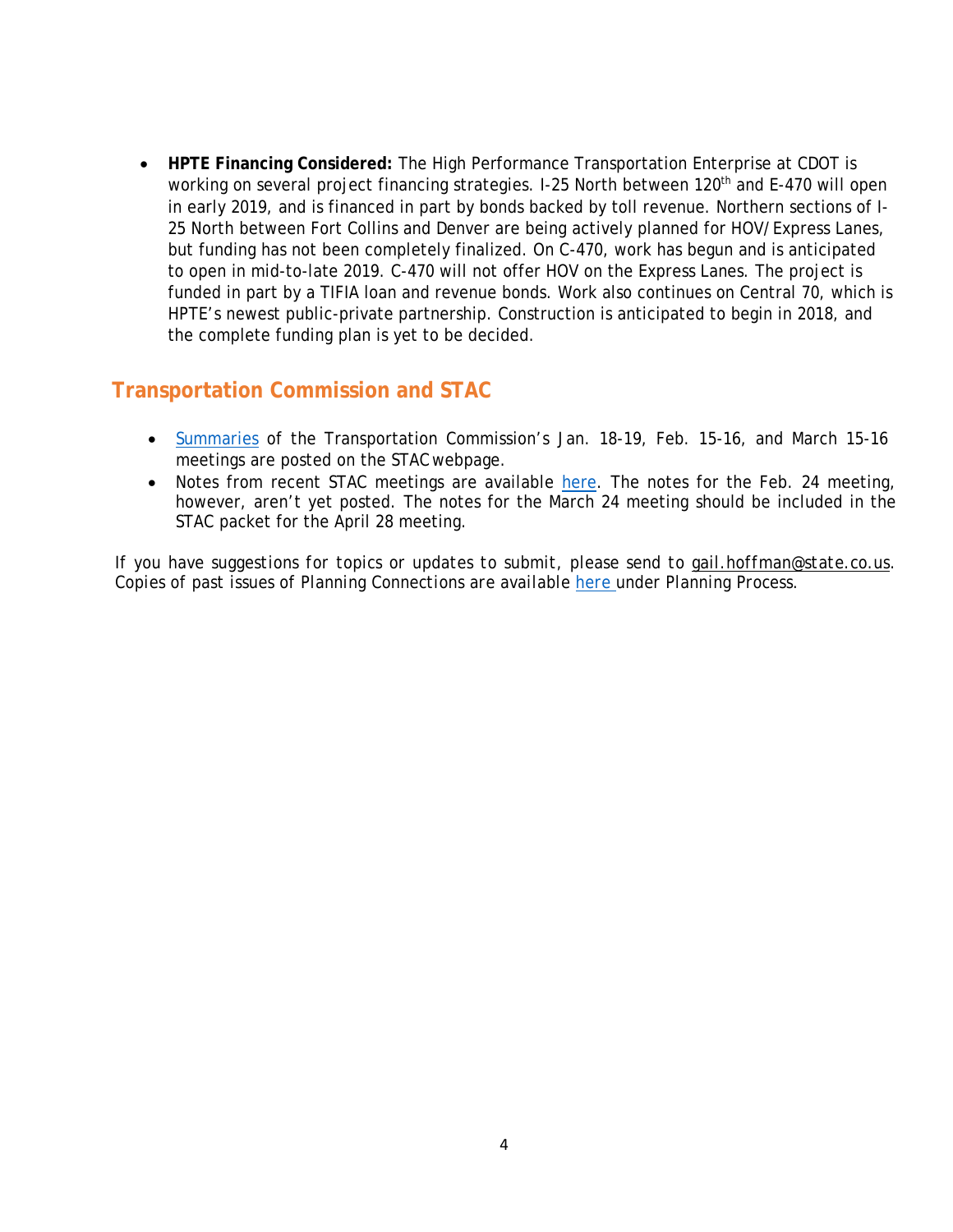- **HPTE Financing Considered:** The High Performance Transportation Enterprise at CDOT is working on several project financing strategies. I-25 North between 120th and E-470 will open in early 2019, and is financed in part by bonds backed by toll revenue. Northern sections of I-25 North between Fort Collins and Denver are being actively planned for HOV/Express Lanes, but funding has not been completely finalized. On C-470, work has begun and is anticipated to open in mid-to-late 2019. C-470 will not offer HOV on the Express Lanes. The project is funded in part by a TIFIA loan and revenue bonds. Work also continues on Central 70, which is HPTE's newest public-private partnership. Construction is anticipated to begin in 2018, and the complete funding plan is yet to be decided.

## Transportation Commission and STAC

- Summaries of the Transportation Commission's Jan. 18-19, Feb. 15-16, and March 15-16 meetings are posted on the STAC webpage.
- Notes from recent STAC meetings are available here. The notes for the Feb. 24 meeting, however, aren't yet posted. The notes for the March 24 meeting should be included in the STAC packet for the April 28 meeting.

*If you have suggestions for topics or updates to submit, please send to gail.hoffman@state.co.us. Copies of past issues of Planning Connections are available here under Planning Process.*